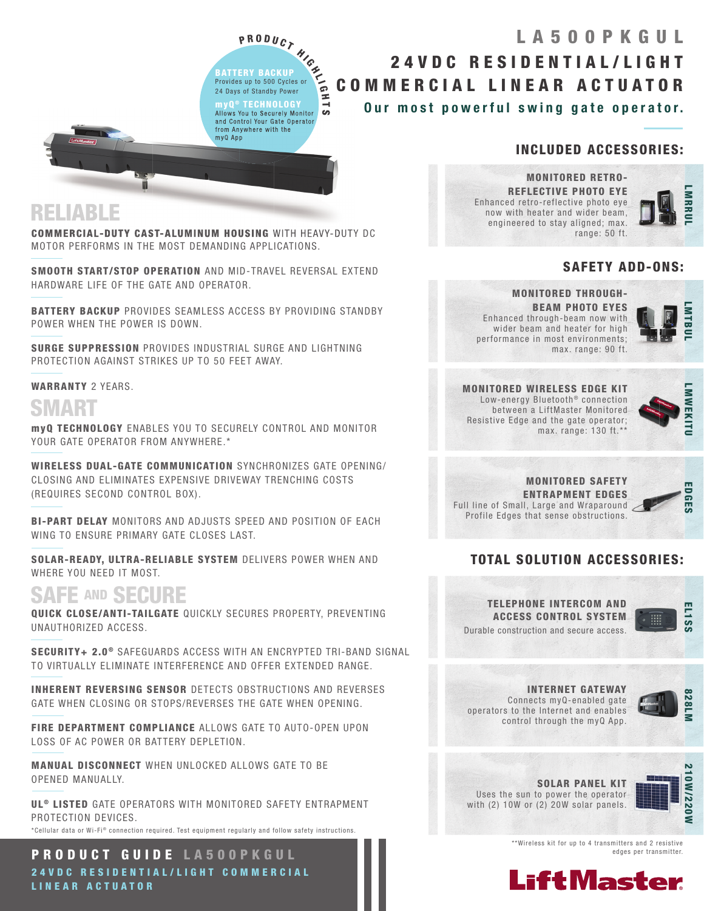# LA500PKGUL

## 24VDC RESIDENTIAL/LIGHT COMMERCIAL LINEAR ACTUATOR

**Our most powerful swing gate operator.**

### PRODUCT HIGHLIGHTS

**BATTERY BACKUP**
Provides up to 500 Cycles or 24 Days of Standby Power

**myQ® TECHNOLOGY**
Allows You to Securely Monitor and Control Your Gate Operator from Anywhere with the myQ App

## RELIABLE

**COMMERCIAL-DUTY CAST-ALUMINUM HOUSING** WITH HEAVY-DUTY DC MOTOR PERFORMS IN THE MOST DEMANDING APPLICATIONS.

**SMOOTH START/STOP OPERATION** AND MID-TRAVEL REVERSAL EXTEND HARDWARE LIFE OF THE GATE AND OPERATOR.

**BATTERY BACKUP** PROVIDES SEAMLESS ACCESS BY PROVIDING STANDBY POWER WHEN THE POWER IS DOWN.

**SURGE SUPPRESSION** PROVIDES INDUSTRIAL SURGE AND LIGHTNING PROTECTION AGAINST STRIKES UP TO 50 FEET AWAY.

**WARRANTY** 2 YEARS.

## SMART

**myQ TECHNOLOGY** ENABLES YOU TO SECURELY CONTROL AND MONITOR YOUR GATE OPERATOR FROM ANYWHERE.*

**WIRELESS DUAL-GATE COMMUNICATION** SYNCHRONIZES GATE OPENING/ CLOSING AND ELIMINATES EXPENSIVE DRIVEWAY TRENCHING COSTS (REQUIRES SECOND CONTROL BOX).

**BI-PART DELAY** MONITORS AND ADJUSTS SPEED AND POSITION OF EACH WING TO ENSURE PRIMARY GATE CLOSES LAST.

**SOLAR-READY, ULTRA-RELIABLE SYSTEM** DELIVERS POWER WHEN AND WHERE YOU NEED IT MOST.

## SAFE AND SECURE

**QUICK CLOSE/ANTI-TAILGATE** QUICKLY SECURES PROPERTY, PREVENTING UNAUTHORIZED ACCESS.

**SECURITY+ 2.0®** SAFEGUARDS ACCESS WITH AN ENCRYPTED TRI-BAND SIGNAL TO VIRTUALLY ELIMINATE INTERFERENCE AND OFFER EXTENDED RANGE.

**INHERENT REVERSING SENSOR** DETECTS OBSTRUCTIONS AND REVERSES GATE WHEN CLOSING OR STOPS/REVERSES THE GATE WHEN OPENING.

**FIRE DEPARTMENT COMPLIANCE** ALLOWS GATE TO AUTO-OPEN UPON LOSS OF AC POWER OR BATTERY DEPLETION.

**MANUAL DISCONNECT** WHEN UNLOCKED ALLOWS GATE TO BE OPENED MANUALLY.

**UL® LISTED** GATE OPERATORS WITH MONITORED SAFETY ENTRAPMENT PROTECTION DEVICES.

*Cellular data or Wi-Fi® connection required. Test equipment regularly and follow safety instructions.

## INCLUDED ACCESSORIES:

**MONITORED RETRO-REFLECTIVE PHOTO EYE** (LMRRUL)
Enhanced retro-reflective photo eye now with heater and wider beam, engineered to stay aligned; max. range: 50 ft.

## SAFETY ADD-ONS:

**MONITORED THROUGH-BEAM PHOTO EYES** (LMTBUL)
Enhanced through-beam now with wider beam and heater for high performance in most environments; max. range: 90 ft.

**MONITORED WIRELESS EDGE KIT** (LMWEKITU)
Low-energy Bluetooth® connection between a LiftMaster Monitored Resistive Edge and the gate operator; max. range: 130 ft.**

**MONITORED SAFETY ENTRAPMENT EDGES** (EDGES)
Full line of Small, Large and Wraparound Profile Edges that sense obstructions.

## TOTAL SOLUTION ACCESSORIES:

**TELEPHONE INTERCOM AND ACCESS CONTROL SYSTEM** (EL1SS)
Durable construction and secure access.

**INTERNET GATEWAY** (828LM)
Connects myQ-enabled gate operators to the Internet and enables control through the myQ App.

**SOLAR PANEL KIT** (210W/220W)
Uses the sun to power the operator with (2) 10W or (2) 20W solar panels.

**Wireless kit for up to 4 transmitters and 2 resistive edges per transmitter.

LiftMaster

**PRODUCT GUIDE LA500PKGUL**
24VDC RESIDENTIAL/LIGHT COMMERCIAL LINEAR ACTUATOR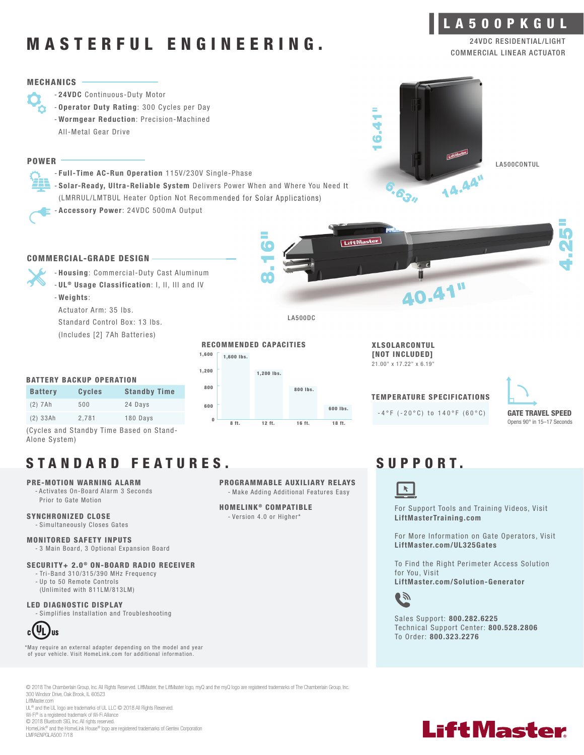# MASTERFUL ENGINEERING.

**LA500PKGUL**

24VDC RESIDENTIAL/LIGHT COMMERCIAL LINEAR ACTUATOR

## MECHANICS

- **24VDC** Continuous-Duty Motor
- **Operator Duty Rating**: 300 Cycles per Day
- **Wormgear Reduction**: Precision-Machined All-Metal Gear Drive

## POWER

- **Full-Time AC-Run Operation** 115V/230V Single-Phase
- **Solar-Ready, Ultra-Reliable System** Delivers Power When and Where You Need It (LMRRUL/LMTBUL Heater Option Not Recommended for Solar Applications)
- **Accessory Power**: 24VDC 500mA Output

16.41"

6.63"

14.44"

LA500CONTUL

## COMMERCIAL-GRADE DESIGN

- **Housing**: Commercial-Duty Cast Aluminum
- **UL® Usage Classification**: I, II, III and IV
- **Weights**:
  Actuator Arm: 35 lbs.
  Standard Control Box: 13 lbs.
  (Includes [2] 7Ah Batteries)

8.16"

40.41"

4.25"

LA500DC

## BATTERY BACKUP OPERATION

| Battery | Cycles | Standby Time |
|---|---|---|
| (2) 7Ah | 500 | 24 Days |
| (2) 33Ah | 2,781 | 180 Days |

(Cycles and Standby Time Based on Stand-Alone System)

## RECOMMENDED CAPACITIES

1,600
1,200
800
600
0

1,600 lbs.
1,200 lbs.
800 lbs.
600 lbs.

8 ft.
12 ft.
16 ft.
18 ft.

## XLSOLARCONTUL [NOT INCLUDED]

21.00" x 17.22" x 6.19"

## TEMPERATURE SPECIFICATIONS

-4°F (-20°C) to 140°F (60°C)

**GATE TRAVEL SPEED**

Opens 90° in 15–17 Seconds

# STANDARD FEATURES.

**PRE-MOTION WARNING ALARM**
- Activates On-Board Alarm 3 Seconds Prior to Gate Motion

**SYNCHRONIZED CLOSE**
- Simultaneously Closes Gates

**MONITORED SAFETY INPUTS**
- 3 Main Board, 3 Optional Expansion Board

**SECURITY+ 2.0® ON-BOARD RADIO RECEIVER**
- Tri-Band 310/315/390 MHz Frequency
- Up to 50 Remote Controls (Unlimited with 811LM/813LM)

**LED DIAGNOSTIC DISPLAY**
- Simplifies Installation and Troubleshooting

**PROGRAMMABLE AUXILIARY RELAYS**
- Make Adding Additional Features Easy

**HOMELINK® COMPATIBLE**
- Version 4.0 or Higher*

c UL us

*May require an external adapter depending on the model and year of your vehicle. Visit HomeLink.com for additional information.

# SUPPORT.

For Support Tools and Training Videos, Visit **LiftMasterTraining.com**

For More Information on Gate Operators, Visit **LiftMaster.com/UL325Gates**

To Find the Right Perimeter Access Solution for You, Visit **LiftMaster.com/Solution-Generator**

Sales Support: **800.282.6225**
Technical Support Center: **800.528.2806**
To Order: **800.323.2276**

© 2018 The Chamberlain Group, Inc. All Rights Reserved. LiftMaster, the LiftMaster logo, myQ and the myQ logo are registered trademarks of The Chamberlain Group, Inc.
300 Windsor Drive, Oak Brook, IL 60523
LiftMaster.com
UL® and the UL logo are trademarks of UL LLC © 2018 All Rights Reserved.
Wi-Fi® is a registered trademark of Wi-Fi Alliance
© 2018 Bluetooth SIG, Inc. All rights reserved.
HomeLink® and the HomeLink House® logo are registered trademarks of Gentex Corporation
LMPAENPGLA500 7/18

LiftMaster.